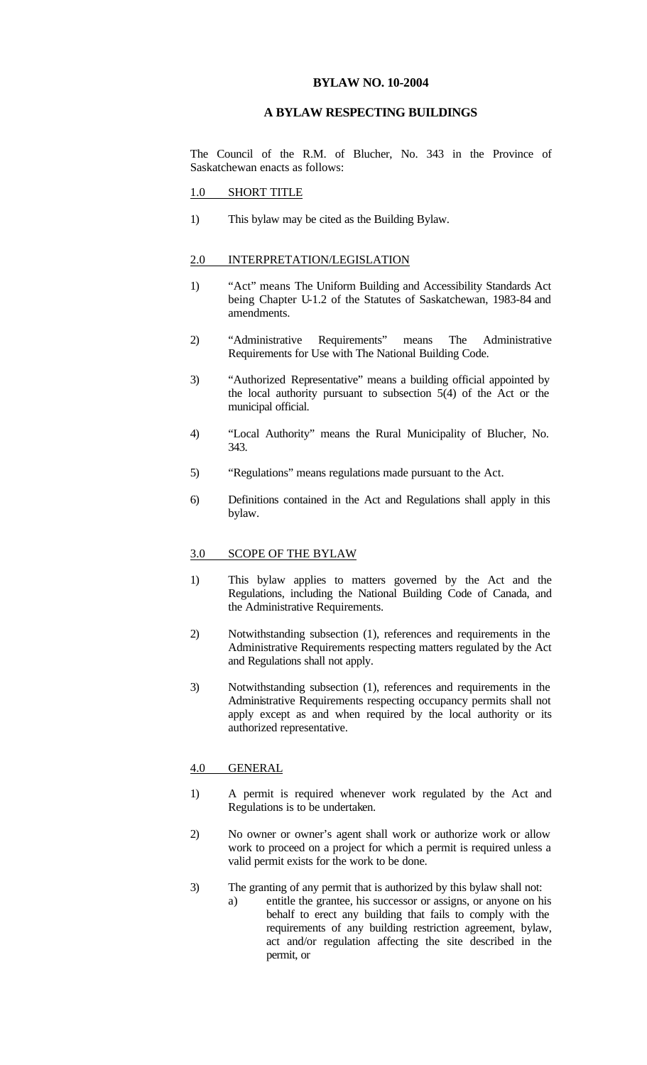# BYLAW NO. 10-2004

## A BYLAW RESPECTING BUILDINGS

The Council of the R.M. of Blucher, No. 343 in the Province of Saskatchewan enacts as follows:

### 1.0 SHORT TITLE

1) This bylaw may be cited as the Building Bylaw.

### 2.0 INTERPRETATION/LEGISLATION

1) "Act" means The Uniform Building and Accessibility Standards Act being Chapter U-1.2 of the Statutes of Saskatchewan, 1983-84 and amendments.

2) "Administrative Requirements" means The Administrative Requirements for Use with The National Building Code.

3) "Authorized Representative" means a building official appointed by the local authority pursuant to subsection 5(4) of the Act or the municipal official.

4) "Local Authority" means the Rural Municipality of Blucher, No. 343.

5) "Regulations" means regulations made pursuant to the Act.

6) Definitions contained in the Act and Regulations shall apply in this bylaw.

### 3.0 SCOPE OF THE BYLAW

1) This bylaw applies to matters governed by the Act and the Regulations, including the National Building Code of Canada, and the Administrative Requirements.

2) Notwithstanding subsection (1), references and requirements in the Administrative Requirements respecting matters regulated by the Act and Regulations shall not apply.

3) Notwithstanding subsection (1), references and requirements in the Administrative Requirements respecting occupancy permits shall not apply except as and when required by the local authority or its authorized representative.

### 4.0 GENERAL

1) A permit is required whenever work regulated by the Act and Regulations is to be undertaken.

2) No owner or owner's agent shall work or authorize work or allow work to proceed on a project for which a permit is required unless a valid permit exists for the work to be done.

3) The granting of any permit that is authorized by this bylaw shall not:
   a) entitle the grantee, his successor or assigns, or anyone on his behalf to erect any building that fails to comply with the requirements of any building restriction agreement, bylaw, act and/or regulation affecting the site described in the permit, or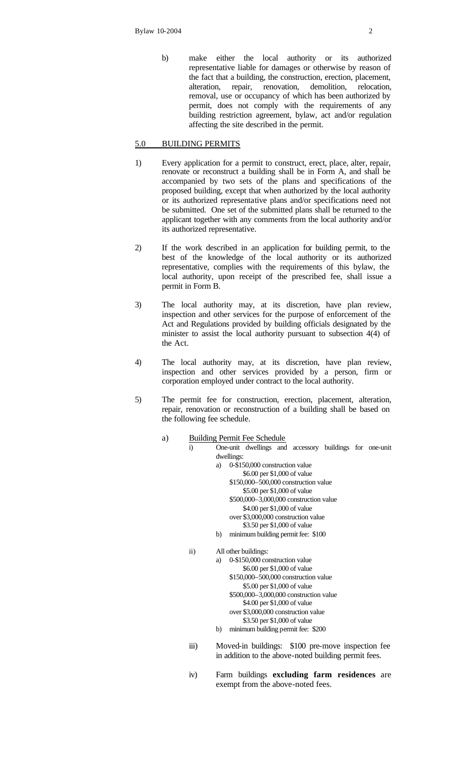b) make either the local authority or its authorized representative liable for damages or otherwise by reason of the fact that a building, the construction, erection, placement, alteration, repair, renovation, demolition, relocation, removal, use or occupancy of which has been authorized by permit, does not comply with the requirements of any building restriction agreement, bylaw, act and/or regulation affecting the site described in the permit.

## 5.0 BUILDING PERMITS

1) Every application for a permit to construct, erect, place, alter, repair, renovate or reconstruct a building shall be in Form A, and shall be accompanied by two sets of the plans and specifications of the proposed building, except that when authorized by the local authority or its authorized representative plans and/or specifications need not be submitted. One set of the submitted plans shall be returned to the applicant together with any comments from the local authority and/or its authorized representative.

2) If the work described in an application for building permit, to the best of the knowledge of the local authority or its authorized representative, complies with the requirements of this bylaw, the local authority, upon receipt of the prescribed fee, shall issue a permit in Form B.

3) The local authority may, at its discretion, have plan review, inspection and other services for the purpose of enforcement of the Act and Regulations provided by building officials designated by the minister to assist the local authority pursuant to subsection 4(4) of the Act.

4) The local authority may, at its discretion, have plan review, inspection and other services provided by a person, firm or corporation employed under contract to the local authority.

5) The permit fee for construction, erection, placement, alteration, repair, renovation or reconstruction of a building shall be based on the following fee schedule.

   a) Building Permit Fee Schedule

      i) One-unit dwellings and accessory buildings for one-unit dwellings:

         a) 0-$150,000 construction value
            $6.00 per $1,000 of value
            $150,000–500,000 construction value
            $5.00 per $1,000 of value
            $500,000–3,000,000 construction value
            $4.00 per $1,000 of value
            over $3,000,000 construction value
            $3.50 per $1,000 of value

         b) minimum building permit fee: $100

      ii) All other buildings:

         a) 0-$150,000 construction value
            $6.00 per $1,000 of value
            $150,000–500,000 construction value
            $5.00 per $1,000 of value
            $500,000–3,000,000 construction value
            $4.00 per $1,000 of value
            over $3,000,000 construction value
            $3.50 per $1,000 of value

         b) minimum building permit fee: $200

      iii) Moved-in buildings: $100 pre-move inspection fee in addition to the above-noted building permit fees.

      iv) Farm buildings **excluding farm residences** are exempt from the above-noted fees.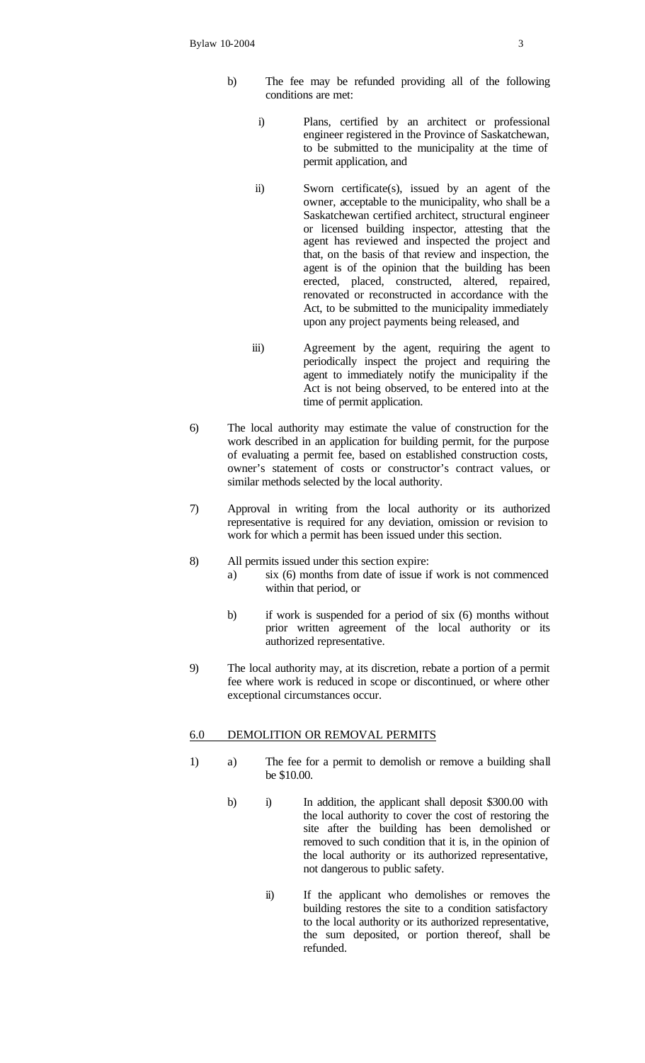b) The fee may be refunded providing all of the following conditions are met:

   i) Plans, certified by an architect or professional engineer registered in the Province of Saskatchewan, to be submitted to the municipality at the time of permit application, and

   ii) Sworn certificate(s), issued by an agent of the owner, acceptable to the municipality, who shall be a Saskatchewan certified architect, structural engineer or licensed building inspector, attesting that the agent has reviewed and inspected the project and that, on the basis of that review and inspection, the agent is of the opinion that the building has been erected, placed, constructed, altered, repaired, renovated or reconstructed in accordance with the Act, to be submitted to the municipality immediately upon any project payments being released, and

   iii) Agreement by the agent, requiring the agent to periodically inspect the project and requiring the agent to immediately notify the municipality if the Act is not being observed, to be entered into at the time of permit application.

6) The local authority may estimate the value of construction for the work described in an application for building permit, for the purpose of evaluating a permit fee, based on established construction costs, owner's statement of costs or constructor's contract values, or similar methods selected by the local authority.

7) Approval in writing from the local authority or its authorized representative is required for any deviation, omission or revision to work for which a permit has been issued under this section.

8) All permits issued under this section expire:
   a) six (6) months from date of issue if work is not commenced within that period, or

   b) if work is suspended for a period of six (6) months without prior written agreement of the local authority or its authorized representative.

9) The local authority may, at its discretion, rebate a portion of a permit fee where work is reduced in scope or discontinued, or where other exceptional circumstances occur.

## 6.0 DEMOLITION OR REMOVAL PERMITS

1) a) The fee for a permit to demolish or remove a building shall be $10.00.

   b) i) In addition, the applicant shall deposit $300.00 with the local authority to cover the cost of restoring the site after the building has been demolished or removed to such condition that it is, in the opinion of the local authority or its authorized representative, not dangerous to public safety.

      ii) If the applicant who demolishes or removes the building restores the site to a condition satisfactory to the local authority or its authorized representative, the sum deposited, or portion thereof, shall be refunded.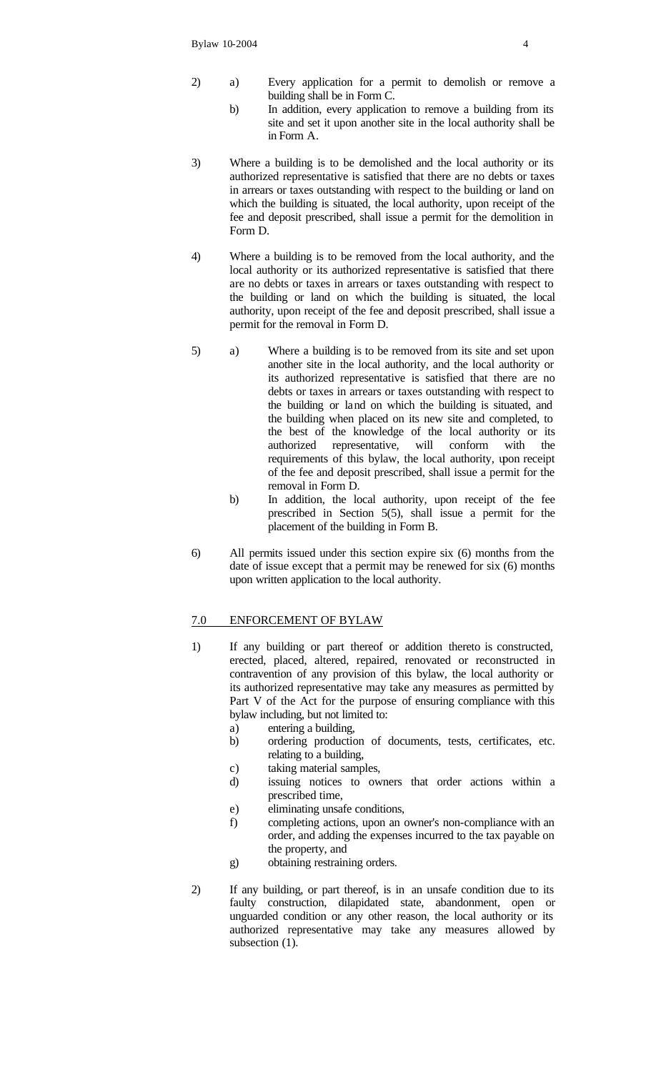2) a) Every application for a permit to demolish or remove a building shall be in Form C.

   b) In addition, every application to remove a building from its site and set it upon another site in the local authority shall be in Form A.

3) Where a building is to be demolished and the local authority or its authorized representative is satisfied that there are no debts or taxes in arrears or taxes outstanding with respect to the building or land on which the building is situated, the local authority, upon receipt of the fee and deposit prescribed, shall issue a permit for the demolition in Form D.

4) Where a building is to be removed from the local authority, and the local authority or its authorized representative is satisfied that there are no debts or taxes in arrears or taxes outstanding with respect to the building or land on which the building is situated, the local authority, upon receipt of the fee and deposit prescribed, shall issue a permit for the removal in Form D.

5) a) Where a building is to be removed from its site and set upon another site in the local authority, and the local authority or its authorized representative is satisfied that there are no debts or taxes in arrears or taxes outstanding with respect to the building or land on which the building is situated, and the building when placed on its new site and completed, to the best of the knowledge of the local authority or its authorized representative, will conform with the requirements of this bylaw, the local authority, upon receipt of the fee and deposit prescribed, shall issue a permit for the removal in Form D.

   b) In addition, the local authority, upon receipt of the fee prescribed in Section 5(5), shall issue a permit for the placement of the building in Form B.

6) All permits issued under this section expire six (6) months from the date of issue except that a permit may be renewed for six (6) months upon written application to the local authority.

## 7.0 ENFORCEMENT OF BYLAW

1) If any building or part thereof or addition thereto is constructed, erected, placed, altered, repaired, renovated or reconstructed in contravention of any provision of this bylaw, the local authority or its authorized representative may take any measures as permitted by Part V of the Act for the purpose of ensuring compliance with this bylaw including, but not limited to:
   a) entering a building,
   b) ordering production of documents, tests, certificates, etc. relating to a building,
   c) taking material samples,
   d) issuing notices to owners that order actions within a prescribed time,
   e) eliminating unsafe conditions,
   f) completing actions, upon an owner's non-compliance with an order, and adding the expenses incurred to the tax payable on the property, and
   g) obtaining restraining orders.

2) If any building, or part thereof, is in an unsafe condition due to its faulty construction, dilapidated state, abandonment, open or unguarded condition or any other reason, the local authority or its authorized representative may take any measures allowed by subsection (1).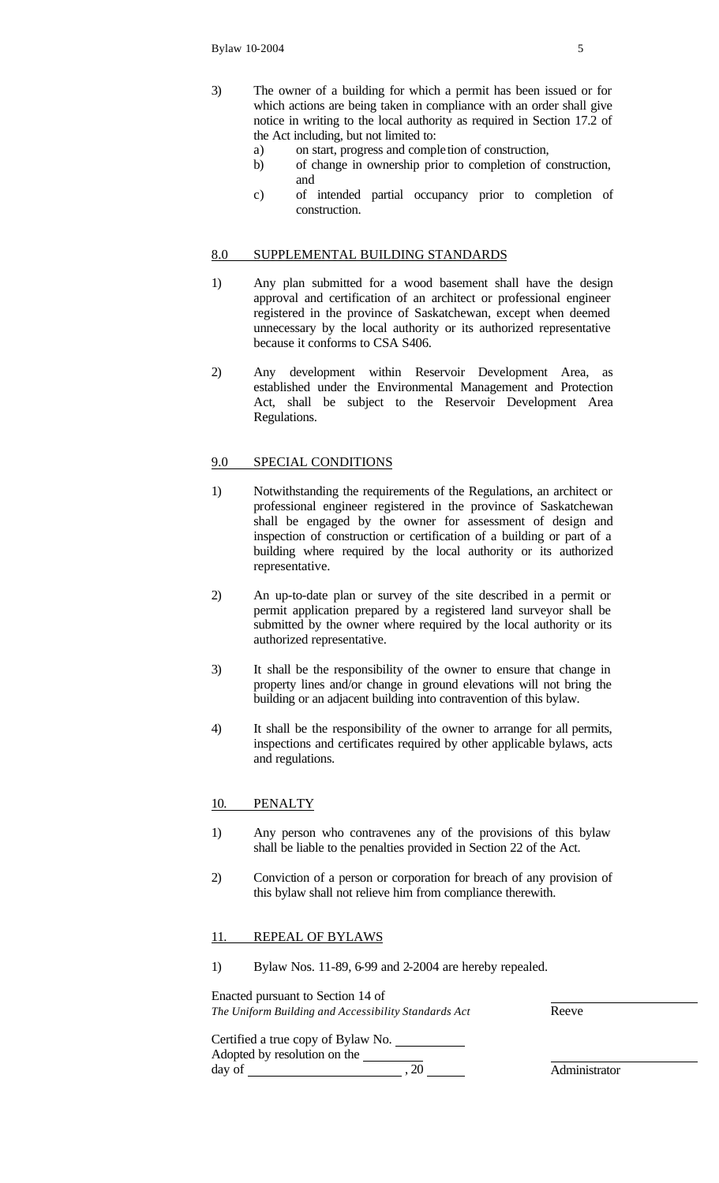3) The owner of a building for which a permit has been issued or for which actions are being taken in compliance with an order shall give notice in writing to the local authority as required in Section 17.2 of the Act including, but not limited to:
   a) on start, progress and completion of construction,
   b) of change in ownership prior to completion of construction, and
   c) of intended partial occupancy prior to completion of construction.

## 8.0 SUPPLEMENTAL BUILDING STANDARDS

1) Any plan submitted for a wood basement shall have the design approval and certification of an architect or professional engineer registered in the province of Saskatchewan, except when deemed unnecessary by the local authority or its authorized representative because it conforms to CSA S406.

2) Any development within Reservoir Development Area, as established under the Environmental Management and Protection Act, shall be subject to the Reservoir Development Area Regulations.

## 9.0 SPECIAL CONDITIONS

1) Notwithstanding the requirements of the Regulations, an architect or professional engineer registered in the province of Saskatchewan shall be engaged by the owner for assessment of design and inspection of construction or certification of a building or part of a building where required by the local authority or its authorized representative.

2) An up-to-date plan or survey of the site described in a permit or permit application prepared by a registered land surveyor shall be submitted by the owner where required by the local authority or its authorized representative.

3) It shall be the responsibility of the owner to ensure that change in property lines and/or change in ground elevations will not bring the building or an adjacent building into contravention of this bylaw.

4) It shall be the responsibility of the owner to arrange for all permits, inspections and certificates required by other applicable bylaws, acts and regulations.

## 10. PENALTY

1) Any person who contravenes any of the provisions of this bylaw shall be liable to the penalties provided in Section 22 of the Act.

2) Conviction of a person or corporation for breach of any provision of this bylaw shall not relieve him from compliance therewith.

## 11. REPEAL OF BYLAWS

1) Bylaw Nos. 11-89, 6-99 and 2-2004 are hereby repealed.

Enacted pursuant to Section 14 of
*The Uniform Building and Accessibility Standards Act*

______________________
Reeve

Certified a true copy of Bylaw No. __________
Adopted by resolution on the __________
day of ______________________ , 20 ______

______________________
Administrator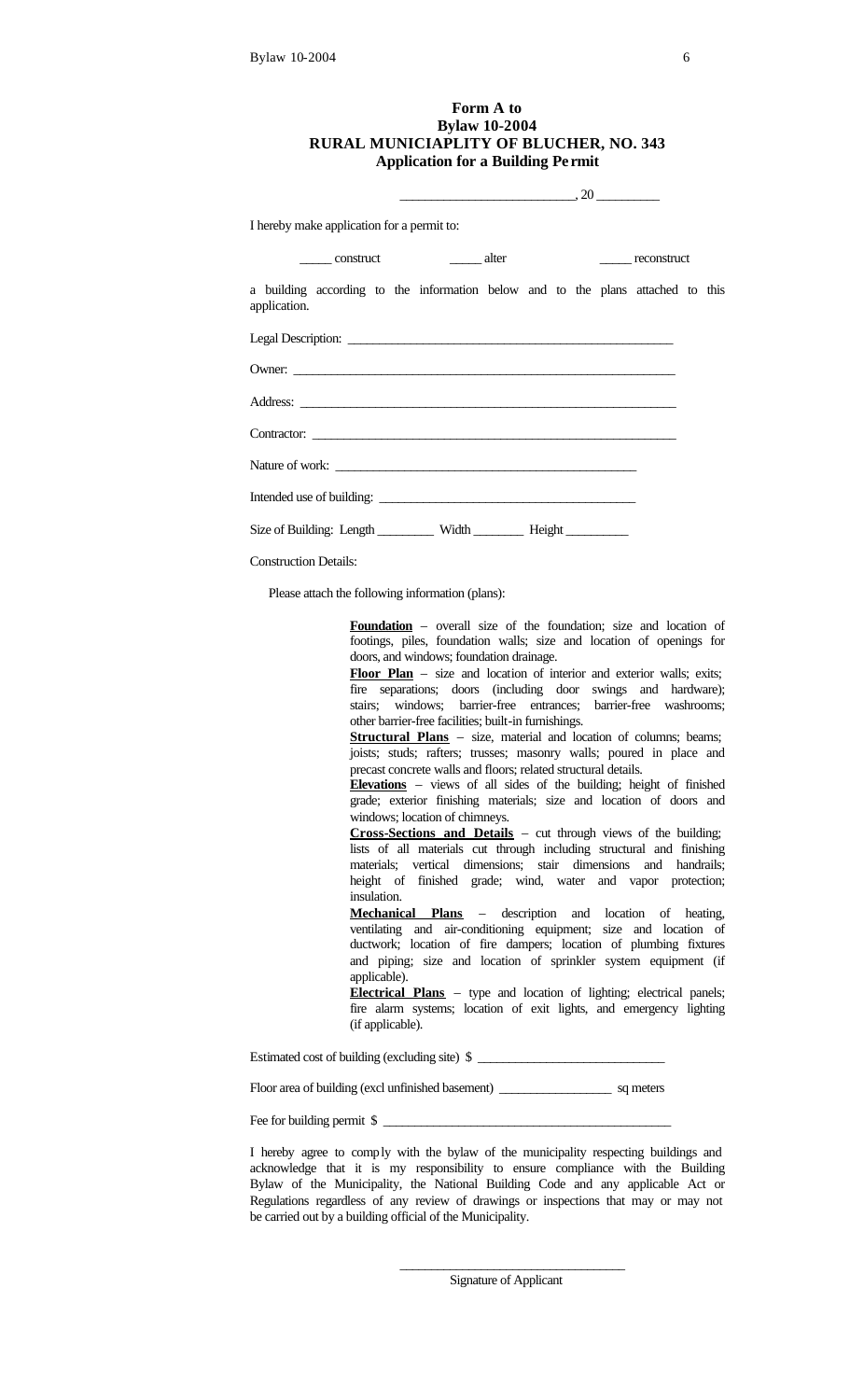# Form A to Bylaw 10-2004
## RURAL MUNICIAPLITY OF BLUCHER, NO. 343
### Application for a Building Permit

_________________________, 20 _________

I hereby make application for a permit to:

_____ construct     _____ alter     _____ reconstruct

a building according to the information below and to the plans attached to this application.

Legal Description: ________________________________________________

Owner: ________________________________________________________

Address: _______________________________________________________

Contractor: _____________________________________________________

Nature of work: _____________________________________________

Intended use of building: ______________________________________

Size of Building: Length _________ Width ________ Height _________

Construction Details:

Please attach the following information (plans):

**Foundation** – overall size of the foundation; size and location of footings, piles, foundation walls; size and location of openings for doors, and windows; foundation drainage.

**Floor Plan** – size and location of interior and exterior walls; exits; fire separations; doors (including door swings and hardware); stairs; windows; barrier-free entrances; barrier-free washrooms; other barrier-free facilities; built-in furnishings.

**Structural Plans** – size, material and location of columns; beams; joists; studs; rafters; trusses; masonry walls; poured in place and precast concrete walls and floors; related structural details.

**Elevations** – views of all sides of the building; height of finished grade; exterior finishing materials; size and location of doors and windows; location of chimneys.

**Cross-Sections and Details** – cut through views of the building; lists of all materials cut through including structural and finishing materials; vertical dimensions; stair dimensions and handrails; height of finished grade; wind, water and vapor protection; insulation.

**Mechanical Plans** – description and location of heating, ventilating and air-conditioning equipment; size and location of ductwork; location of fire dampers; location of plumbing fixtures and piping; size and location of sprinkler system equipment (if applicable).

**Electrical Plans** – type and location of lighting; electrical panels; fire alarm systems; location of exit lights, and emergency lighting (if applicable).

Estimated cost of building (excluding site) $ ___________________________

Floor area of building (excl unfinished basement) _________________ sq meters

Fee for building permit $ ___________________________________________

I hereby agree to comply with the bylaw of the municipality respecting buildings and acknowledge that it is my responsibility to ensure compliance with the Building Bylaw of the Municipality, the National Building Code and any applicable Act or Regulations regardless of any review of drawings or inspections that may or may not be carried out by a building official of the Municipality.

___________________________________

Signature of Applicant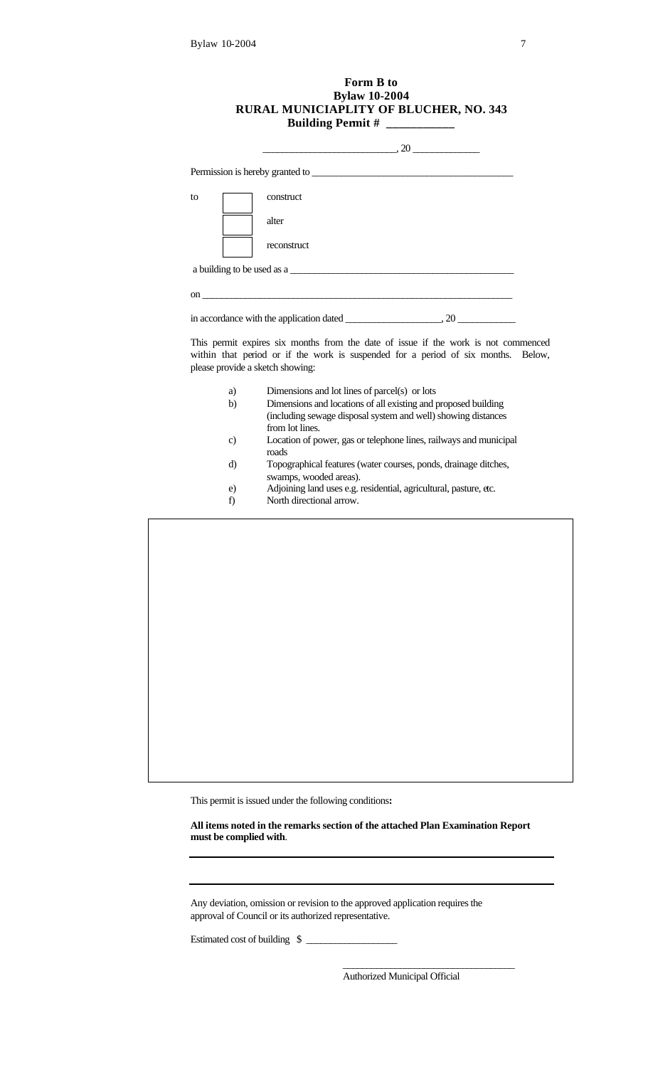# Form B to
# Bylaw 10-2004
# RURAL MUNICIAPLITY OF BLUCHER, NO. 343
## Building Permit # __________

__________________________, 20 _____________

Permission is hereby granted to ________________________________________

to

- [ ] construct
- [ ] alter
- [ ] reconstruct

a building to be used as a ____________________________________________

on _______________________________________________________________

in accordance with the application dated ___________________, 20 ___________

This permit expires six months from the date of issue if the work is not commenced within that period or if the work is suspended for a period of six months. Below, please provide a sketch showing:

a) Dimensions and lot lines of parcel(s) or lots
b) Dimensions and locations of all existing and proposed building (including sewage disposal system and well) showing distances from lot lines.
c) Location of power, gas or telephone lines, railways and municipal roads
d) Topographical features (water courses, ponds, drainage ditches, swamps, wooded areas).
e) Adjoining land uses e.g. residential, agricultural, pasture, etc.
f) North directional arrow.

This permit is issued under the following conditions**:**

**All items noted in the remarks section of the attached Plan Examination Report must be complied with**.

---

---

Any deviation, omission or revision to the approved application requires the approval of Council or its authorized representative.

Estimated cost of building $ _________________

__________________________________
Authorized Municipal Official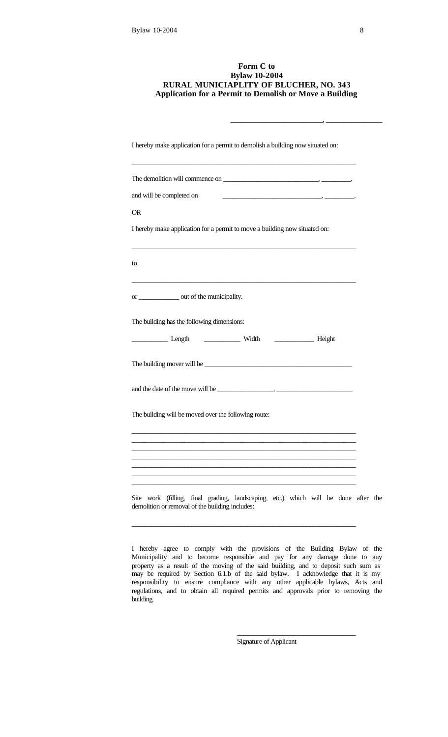**Form C to**
**Bylaw 10-2004**
**RURAL MUNICIAPLITY OF BLUCHER, NO. 343**
**Application for a Permit to Demolish or Move a Building**

_________________________, _______________

I hereby make application for a permit to demolish a building now situated on:

_________________________________________________________________

The demolition will commence on ___________________________, ________.

and will be completed on ___________________________, ________.

OR

I hereby make application for a permit to move a building now situated on:

_________________________________________________________________

to

_________________________________________________________________

or ___________ out of the municipality.

The building has the following dimensions:

__________ Length __________ Width ___________ Height

The building mover will be __________________________________________

and the date of the move will be ________________, _____________________

The building will be moved over the following route:

_________________________________________________________________
_________________________________________________________________
_________________________________________________________________
_________________________________________________________________
_________________________________________________________________
_________________________________________________________________
_________________________________________________________________

Site work (filling, final grading, landscaping, etc.) which will be done after the demolition or removal of the building includes:

_________________________________________________________________

I hereby agree to comply with the provisions of the Building Bylaw of the Municipality and to become responsible and pay for any damage done to any property as a result of the moving of the said building, and to deposit such sum as may be required by Section 6.1.b of the said bylaw. I acknowledge that it is my responsibility to ensure compliance with any other applicable bylaws, Acts and regulations, and to obtain all required permits and approvals prior to removing the building.

__________________________________
Signature of Applicant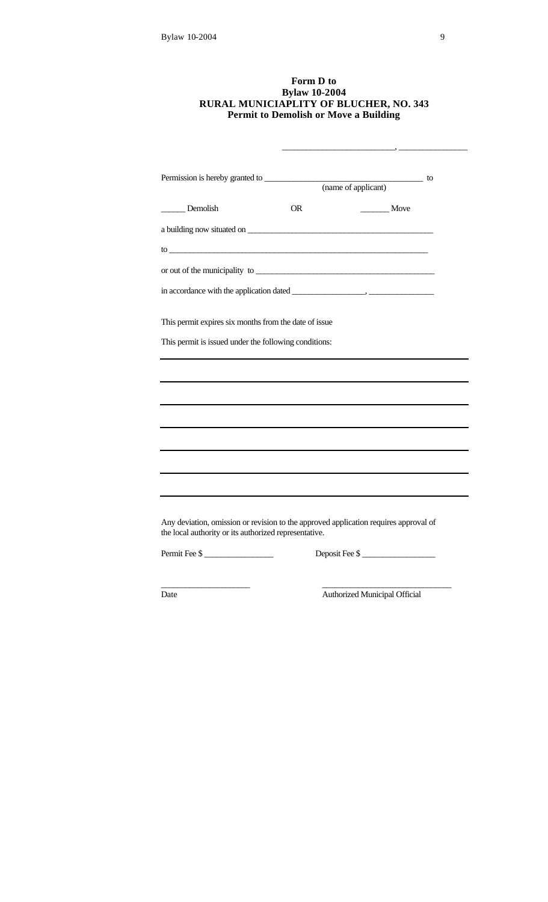**Form D to**
**Bylaw 10-2004**
**RURAL MUNICIAPLITY OF BLUCHER, NO. 343**
**Permit to Demolish or Move a Building**

_________________________, _______________

Permission is hereby granted to ____________________________________ to
(name of applicant)

______ Demolish OR _______ Move

a building now situated on ___________________________________________

to _____________________________________________________________

or out of the municipality to ________________________________________

in accordance with the application dated _________________, _______________

This permit expires six months from the date of issue

This permit is issued under the following conditions:

_______________________________________________________________

_______________________________________________________________

_______________________________________________________________

_______________________________________________________________

_______________________________________________________________

_______________________________________________________________

_______________________________________________________________

Any deviation, omission or revision to the approved application requires approval of the local authority or its authorized representative.

Permit Fee $ ________________ Deposit Fee $ _________________

____________________ ______________________________
Date Authorized Municipal Official